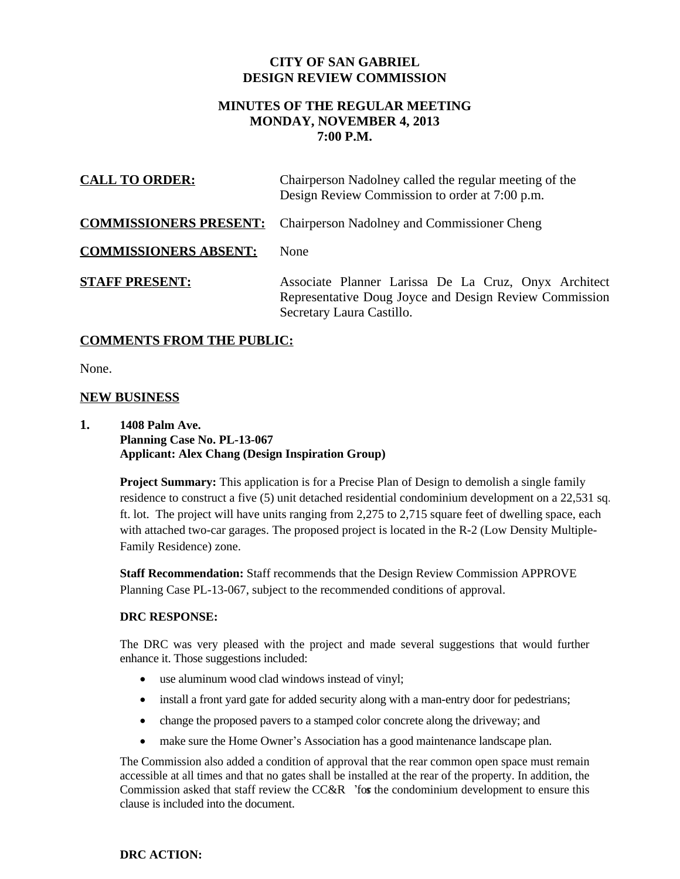# CITY OF SAN GABRIEL
# DESIGN REVIEW COMMISSION

## MINUTES OF THE REGULAR MEETING
## MONDAY, NOVEMBER 4, 2013
## 7:00 P.M.

**CALL TO ORDER:** Chairperson Nadolney called the regular meeting of the Design Review Commission to order at 7:00 p.m.

**COMMISSIONERS PRESENT:** Chairperson Nadolney and Commissioner Cheng

**COMMISSIONERS ABSENT:** None

**STAFF PRESENT:** Associate Planner Larissa De La Cruz, Onyx Architect Representative Doug Joyce and Design Review Commission Secretary Laura Castillo.

**COMMENTS FROM THE PUBLIC:**

None.

**NEW BUSINESS**

**1. 1408 Palm Ave.**
**Planning Case No. PL-13-067**
**Applicant: Alex Chang (Design Inspiration Group)**

**Project Summary:** This application is for a Precise Plan of Design to demolish a single family residence to construct a five (5) unit detached residential condominium development on a 22,531 sq. ft. lot. The project will have units ranging from 2,275 to 2,715 square feet of dwelling space, each with attached two-car garages. The proposed project is located in the R-2 (Low Density Multiple-Family Residence) zone.

**Staff Recommendation:** Staff recommends that the Design Review Commission APPROVE Planning Case PL-13-067, subject to the recommended conditions of approval.

**DRC RESPONSE:**

The DRC was very pleased with the project and made several suggestions that would further enhance it. Those suggestions included:

- use aluminum wood clad windows instead of vinyl;
- install a front yard gate for added security along with a man-entry door for pedestrians;
- change the proposed pavers to a stamped color concrete along the driveway; and
- make sure the Home Owner's Association has a good maintenance landscape plan.

The Commission also added a condition of approval that the rear common open space must remain accessible at all times and that no gates shall be installed at the rear of the property. In addition, the Commission asked that staff review the CC&R's for the condominium development to ensure this clause is included into the document.

**DRC ACTION:**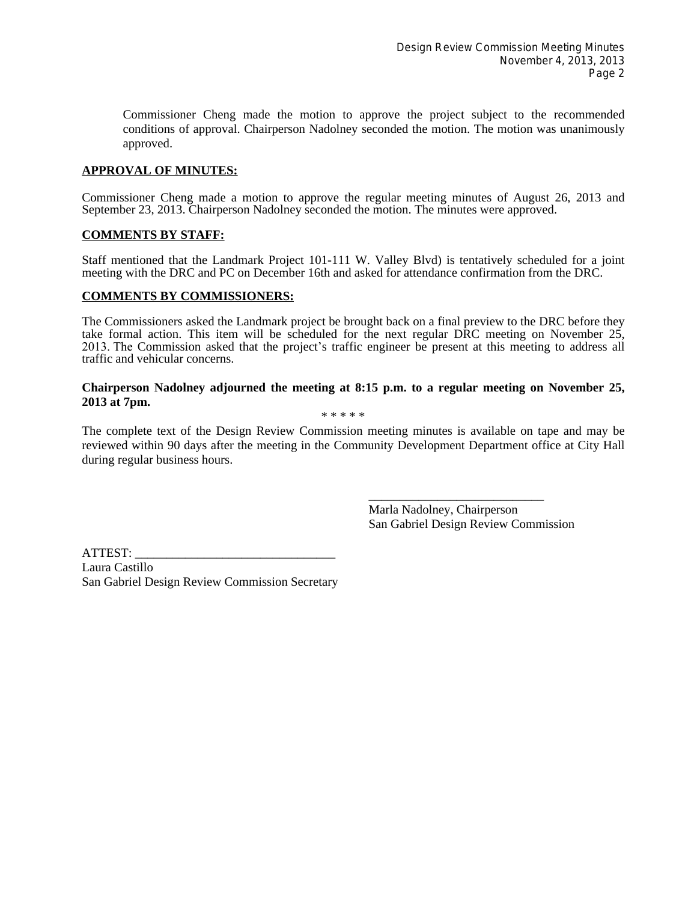Commissioner Cheng made the motion to approve the project subject to the recommended conditions of approval. Chairperson Nadolney seconded the motion. The motion was unanimously approved.

**APPROVAL OF MINUTES:**

Commissioner Cheng made a motion to approve the regular meeting minutes of August 26, 2013 and September 23, 2013. Chairperson Nadolney seconded the motion. The minutes were approved.

**COMMENTS BY STAFF:**

Staff mentioned that the Landmark Project 101-111 W. Valley Blvd) is tentatively scheduled for a joint meeting with the DRC and PC on December 16th and asked for attendance confirmation from the DRC.

**COMMENTS BY COMMISSIONERS:**

The Commissioners asked the Landmark project be brought back on a final preview to the DRC before they take formal action. This item will be scheduled for the next regular DRC meeting on November 25, 2013. The Commission asked that the project's traffic engineer be present at this meeting to address all traffic and vehicular concerns.

**Chairperson Nadolney adjourned the meeting at 8:15 p.m. to a regular meeting on November 25, 2013 at 7pm.**

* * * * *

The complete text of the Design Review Commission meeting minutes is available on tape and may be reviewed within 90 days after the meeting in the Community Development Department office at City Hall during regular business hours.

\_\_\_\_\_\_\_\_\_\_\_\_\_\_\_\_\_\_\_\_\_\_\_\_\_\_\_\_
Marla Nadolney, Chairperson
San Gabriel Design Review Commission

ATTEST: \_\_\_\_\_\_\_\_\_\_\_\_\_\_\_\_\_\_\_\_\_\_\_\_\_\_\_\_\_\_\_\_
Laura Castillo
San Gabriel Design Review Commission Secretary